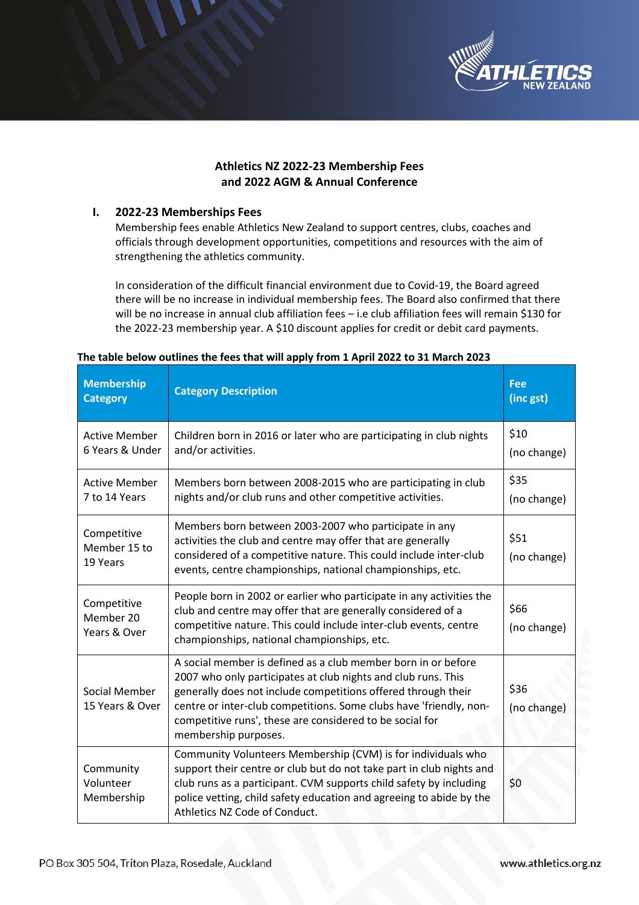## Athletics NZ 2022-23 Membership Fees and 2022 AGM & Annual Conference

### I. 2022-23 Memberships Fees

Membership fees enable Athletics New Zealand to support centres, clubs, coaches and officials through development opportunities, competitions and resources with the aim of strengthening the athletics community.

In consideration of the difficult financial environment due to Covid-19, the Board agreed there will be no increase in individual membership fees. The Board also confirmed that there will be no increase in annual club affiliation fees – i.e club affiliation fees will remain $130 for the 2022-23 membership year. A $10 discount applies for credit or debit card payments.

**The table below outlines the fees that will apply from 1 April 2022 to 31 March 2023**

| Membership Category | Category Description | Fee (inc gst) |
|---|---|---|
| Active Member 6 Years & Under | Children born in 2016 or later who are participating in club nights and/or activities. | $10 (no change) |
| Active Member 7 to 14 Years | Members born between 2008-2015 who are participating in club nights and/or club runs and other competitive activities. | $35 (no change) |
| Competitive Member 15 to 19 Years | Members born between 2003-2007 who participate in any activities the club and centre may offer that are generally considered of a competitive nature. This could include inter-club events, centre championships, national championships, etc. | $51 (no change) |
| Competitive Member 20 Years & Over | People born in 2002 or earlier who participate in any activities the club and centre may offer that are generally considered of a competitive nature. This could include inter-club events, centre championships, national championships, etc. | $66 (no change) |
| Social Member 15 Years & Over | A social member is defined as a club member born in or before 2007 who only participates at club nights and club runs. This generally does not include competitions offered through their centre or inter-club competitions. Some clubs have 'friendly, non-competitive runs', these are considered to be social for membership purposes. | $36 (no change) |
| Community Volunteer Membership | Community Volunteers Membership (CVM) is for individuals who support their centre or club but do not take part in club nights and club runs as a participant. CVM supports child safety by including police vetting, child safety education and agreeing to abide by the Athletics NZ Code of Conduct. | $0 |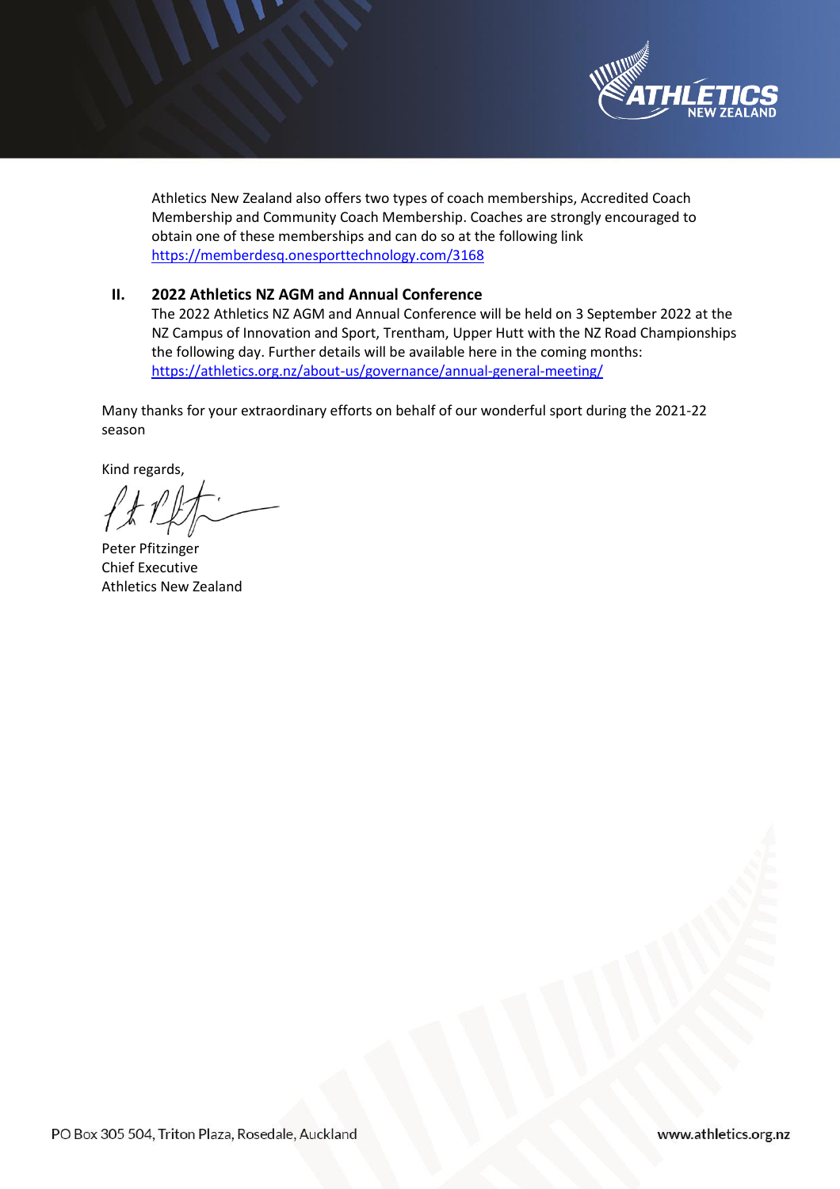Athletics New Zealand also offers two types of coach memberships, Accredited Coach Membership and Community Coach Membership. Coaches are strongly encouraged to obtain one of these memberships and can do so at the following link https://memberdesq.onesporttechnology.com/3168

**II. 2022 Athletics NZ AGM and Annual Conference**

The 2022 Athletics NZ AGM and Annual Conference will be held on 3 September 2022 at the NZ Campus of Innovation and Sport, Trentham, Upper Hutt with the NZ Road Championships the following day. Further details will be available here in the coming months: https://athletics.org.nz/about-us/governance/annual-general-meeting/

Many thanks for your extraordinary efforts on behalf of our wonderful sport during the 2021-22 season

Kind regards,

Peter Pfitzinger
Chief Executive
Athletics New Zealand